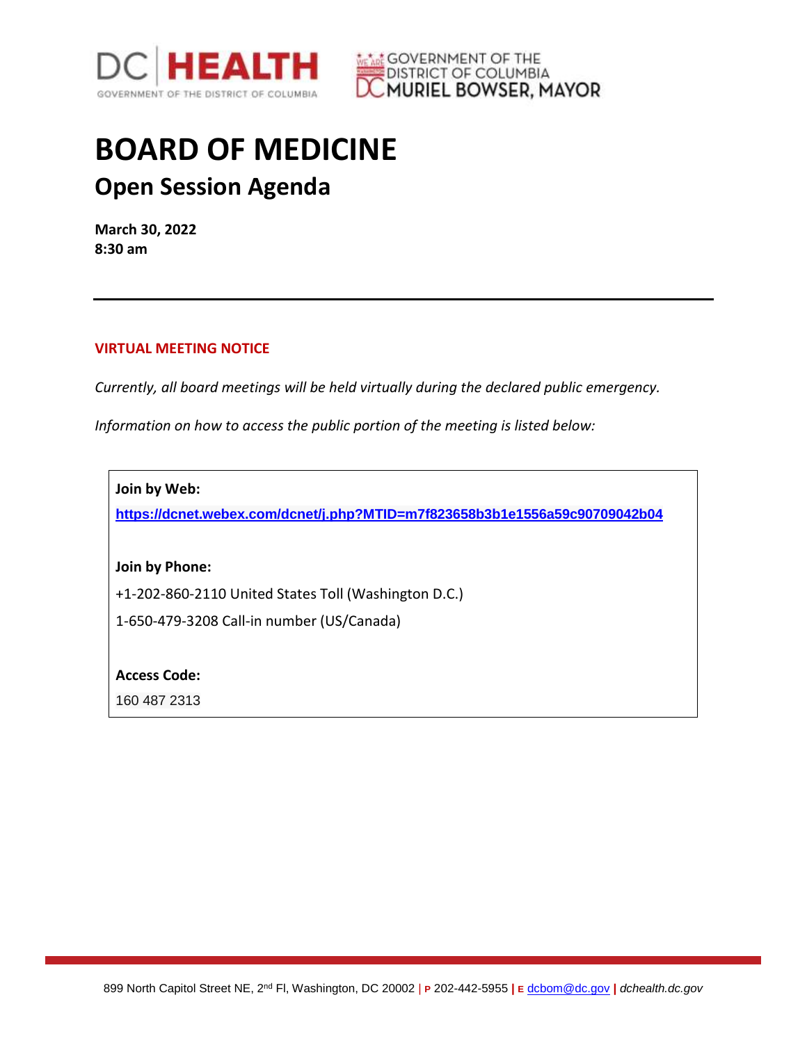# BOARD OF MEDICINE

## Open Session Agenda

**March 30, 2022**
**8:30 am**

---

**VIRTUAL MEETING NOTICE**

*Currently, all board meetings will be held virtually during the declared public emergency.*

*Information on how to access the public portion of the meeting is listed below:*

**Join by Web:**

**https://dcnet.webex.com/dcnet/j.php?MTID=m7f823658b3b1e1556a59c90709042b04**

**Join by Phone:**

+1-202-860-2110 United States Toll (Washington D.C.)

1-650-479-3208 Call-in number (US/Canada)

**Access Code:**

160 487 2313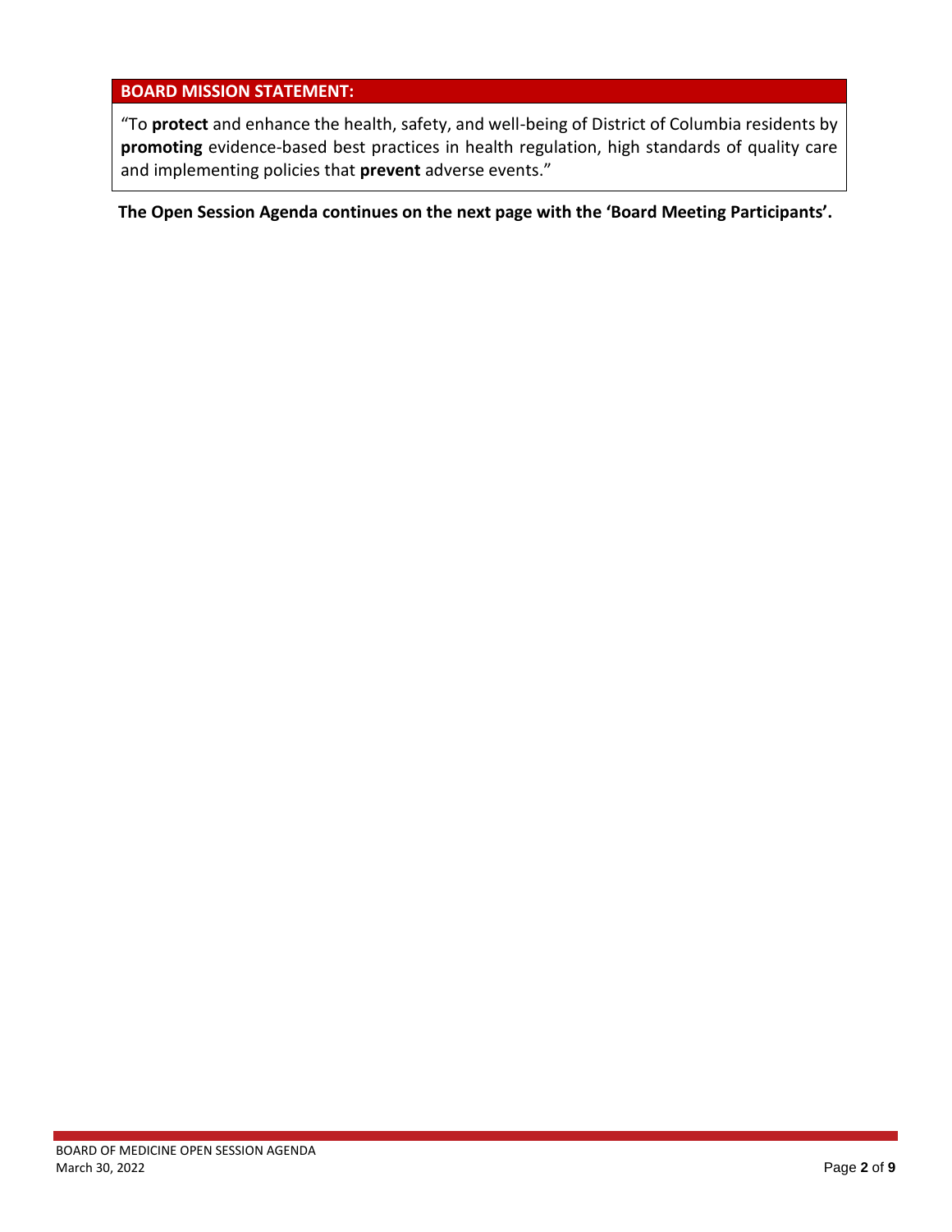## BOARD MISSION STATEMENT:

"To **protect** and enhance the health, safety, and well-being of District of Columbia residents by **promoting** evidence-based best practices in health regulation, high standards of quality care and implementing policies that **prevent** adverse events."

**The Open Session Agenda continues on the next page with the 'Board Meeting Participants'.**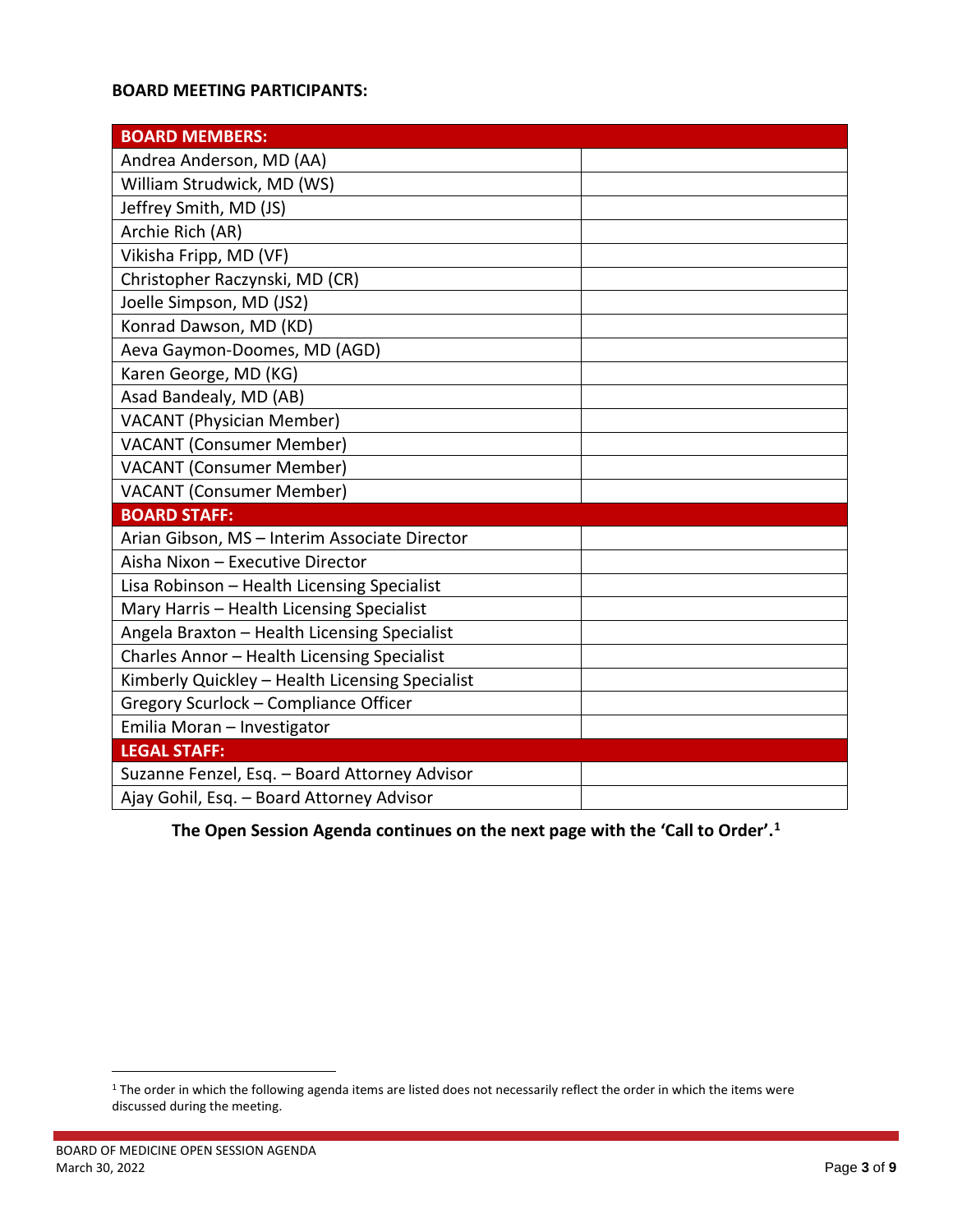**BOARD MEETING PARTICIPANTS:**

| BOARD MEMBERS: | |
|---|---|
| Andrea Anderson, MD (AA) | |
| William Strudwick, MD (WS) | |
| Jeffrey Smith, MD (JS) | |
| Archie Rich (AR) | |
| Vikisha Fripp, MD (VF) | |
| Christopher Raczynski, MD (CR) | |
| Joelle Simpson, MD (JS2) | |
| Konrad Dawson, MD (KD) | |
| Aeva Gaymon-Doomes, MD (AGD) | |
| Karen George, MD (KG) | |
| Asad Bandealy, MD (AB) | |
| VACANT (Physician Member) | |
| VACANT (Consumer Member) | |
| VACANT (Consumer Member) | |
| VACANT (Consumer Member) | |
| **BOARD STAFF:** | |
| Arian Gibson, MS – Interim Associate Director | |
| Aisha Nixon – Executive Director | |
| Lisa Robinson – Health Licensing Specialist | |
| Mary Harris – Health Licensing Specialist | |
| Angela Braxton – Health Licensing Specialist | |
| Charles Annor – Health Licensing Specialist | |
| Kimberly Quickley – Health Licensing Specialist | |
| Gregory Scurlock – Compliance Officer | |
| Emilia Moran – Investigator | |
| **LEGAL STAFF:** | |
| Suzanne Fenzel, Esq. – Board Attorney Advisor | |
| Ajay Gohil, Esq. – Board Attorney Advisor | |

**The Open Session Agenda continues on the next page with the 'Call to Order'.[1]**

[1] The order in which the following agenda items are listed does not necessarily reflect the order in which the items were discussed during the meeting.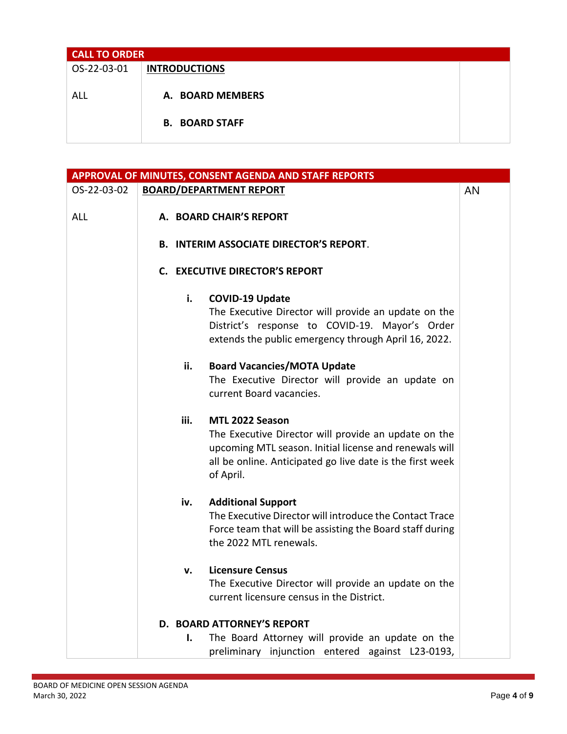| CALL TO ORDER | | |
|---|---|---|
| OS-22-03-01 | **INTRODUCTIONS** | |
| ALL | **A. BOARD MEMBERS** | |
| | **B. BOARD STAFF** | |

| APPROVAL OF MINUTES, CONSENT AGENDA AND STAFF REPORTS | | |
|---|---|---|
| OS-22-03-02 | **BOARD/DEPARTMENT REPORT** | AN |
| ALL | **A. BOARD CHAIR'S REPORT** | |
| | **B. INTERIM ASSOCIATE DIRECTOR'S REPORT**. | |
| | **C. EXECUTIVE DIRECTOR'S REPORT** | |
| | **i. COVID-19 Update** The Executive Director will provide an update on the District's response to COVID-19. Mayor's Order extends the public emergency through April 16, 2022. | |
| | **ii. Board Vacancies/MOTA Update** The Executive Director will provide an update on current Board vacancies. | |
| | **iii. MTL 2022 Season** The Executive Director will provide an update on the upcoming MTL season. Initial license and renewals will all be online. Anticipated go live date is the first week of April. | |
| | **iv. Additional Support** The Executive Director will introduce the Contact Trace Force team that will be assisting the Board staff during the 2022 MTL renewals. | |
| | **v. Licensure Census** The Executive Director will provide an update on the current licensure census in the District. | |
| | **D. BOARD ATTORNEY'S REPORT** | |
| | **I.** The Board Attorney will provide an update on the preliminary injunction entered against L23-0193, | |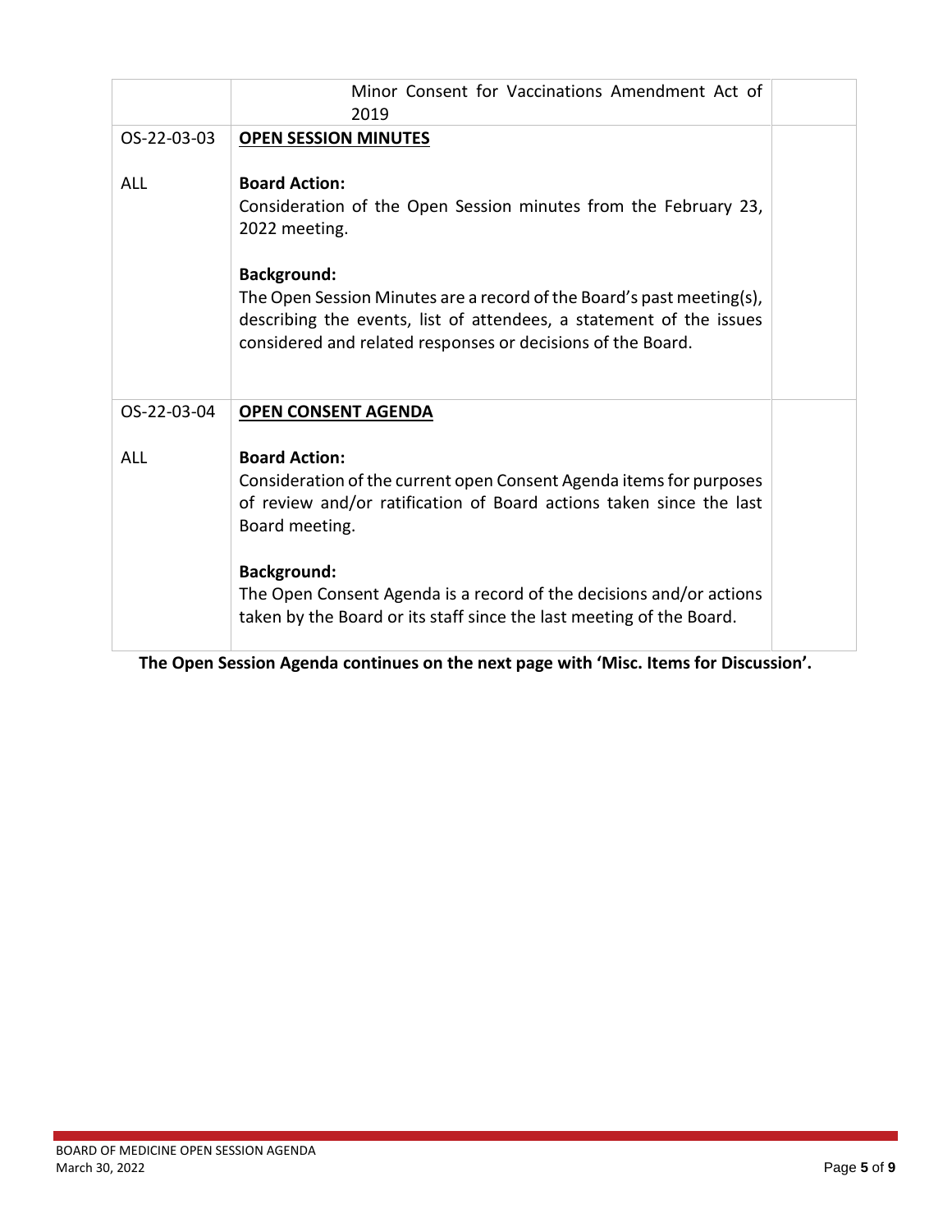| | | |
|---|---|---|
| | Minor Consent for Vaccinations Amendment Act of 2019 | |
| OS-22-03-03<br><br>ALL | **OPEN SESSION MINUTES**<br><br>**Board Action:**<br>Consideration of the Open Session minutes from the February 23, 2022 meeting.<br><br>**Background:**<br>The Open Session Minutes are a record of the Board's past meeting(s), describing the events, list of attendees, a statement of the issues considered and related responses or decisions of the Board. | |
| OS-22-03-04<br><br>ALL | **OPEN CONSENT AGENDA**<br><br>**Board Action:**<br>Consideration of the current open Consent Agenda items for purposes of review and/or ratification of Board actions taken since the last Board meeting.<br><br>**Background:**<br>The Open Consent Agenda is a record of the decisions and/or actions taken by the Board or its staff since the last meeting of the Board. | |

**The Open Session Agenda continues on the next page with 'Misc. Items for Discussion'.**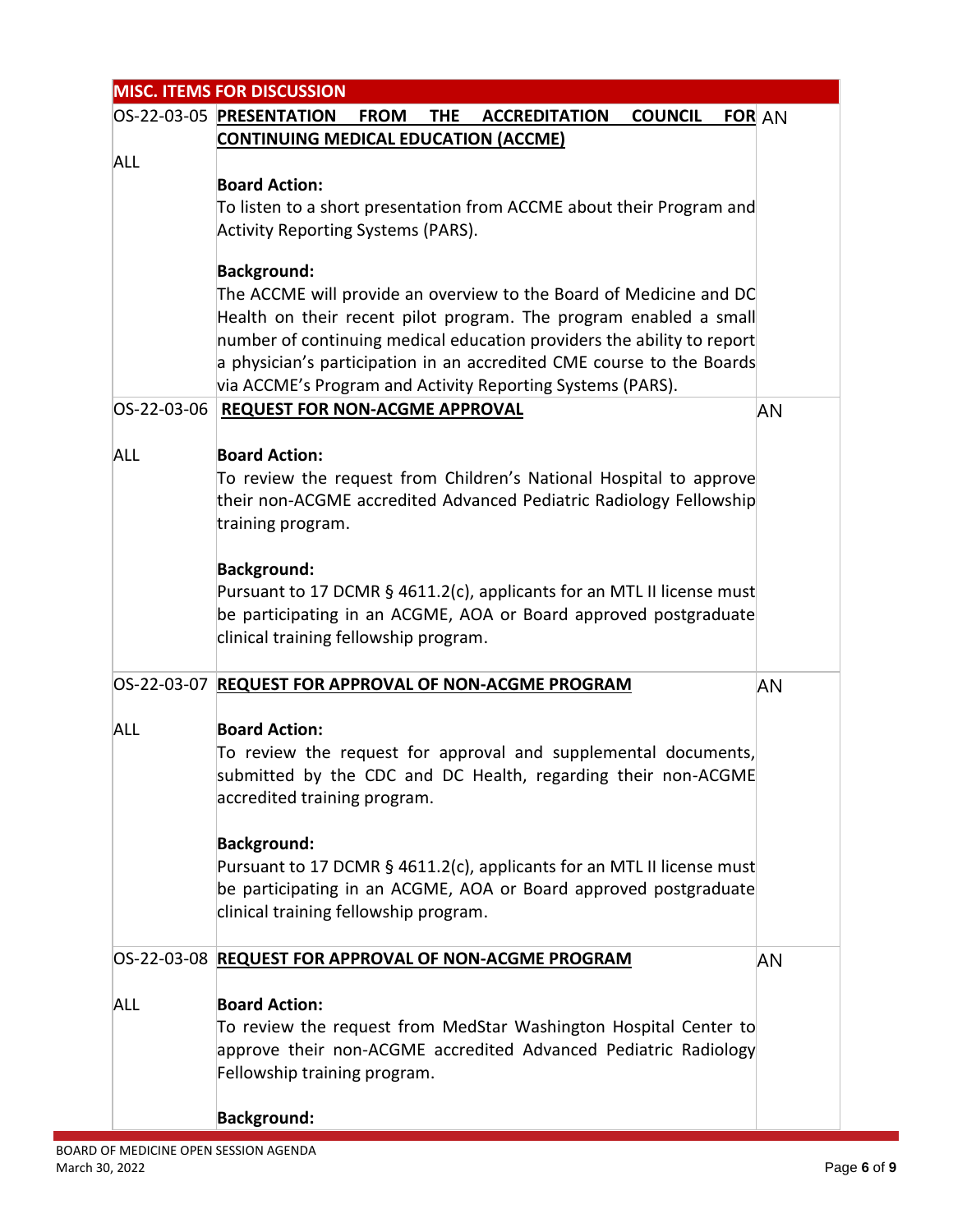| MISC. ITEMS FOR DISCUSSION | | |
|---|---|---|
| OS-22-03-05<br><br>ALL | **PRESENTATION FROM THE ACCREDITATION COUNCIL FOR CONTINUING MEDICAL EDUCATION (ACCME)**<br><br>**Board Action:**<br>To listen to a short presentation from ACCME about their Program and Activity Reporting Systems (PARS).<br><br>**Background:**<br>The ACCME will provide an overview to the Board of Medicine and DC Health on their recent pilot program. The program enabled a small number of continuing medical education providers the ability to report a physician's participation in an accredited CME course to the Boards via ACCME's Program and Activity Reporting Systems (PARS). | AN |
| OS-22-03-06<br><br>ALL | **REQUEST FOR NON-ACGME APPROVAL**<br><br>**Board Action:**<br>To review the request from Children's National Hospital to approve their non-ACGME accredited Advanced Pediatric Radiology Fellowship training program.<br><br>**Background:**<br>Pursuant to 17 DCMR § 4611.2(c), applicants for an MTL II license must be participating in an ACGME, AOA or Board approved postgraduate clinical training fellowship program. | AN |
| OS-22-03-07<br><br>ALL | **REQUEST FOR APPROVAL OF NON-ACGME PROGRAM**<br><br>**Board Action:**<br>To review the request for approval and supplemental documents, submitted by the CDC and DC Health, regarding their non-ACGME accredited training program.<br><br>**Background:**<br>Pursuant to 17 DCMR § 4611.2(c), applicants for an MTL II license must be participating in an ACGME, AOA or Board approved postgraduate clinical training fellowship program. | AN |
| OS-22-03-08<br><br>ALL | **REQUEST FOR APPROVAL OF NON-ACGME PROGRAM**<br><br>**Board Action:**<br>To review the request from MedStar Washington Hospital Center to approve their non-ACGME accredited Advanced Pediatric Radiology Fellowship training program.<br><br>**Background:** | AN |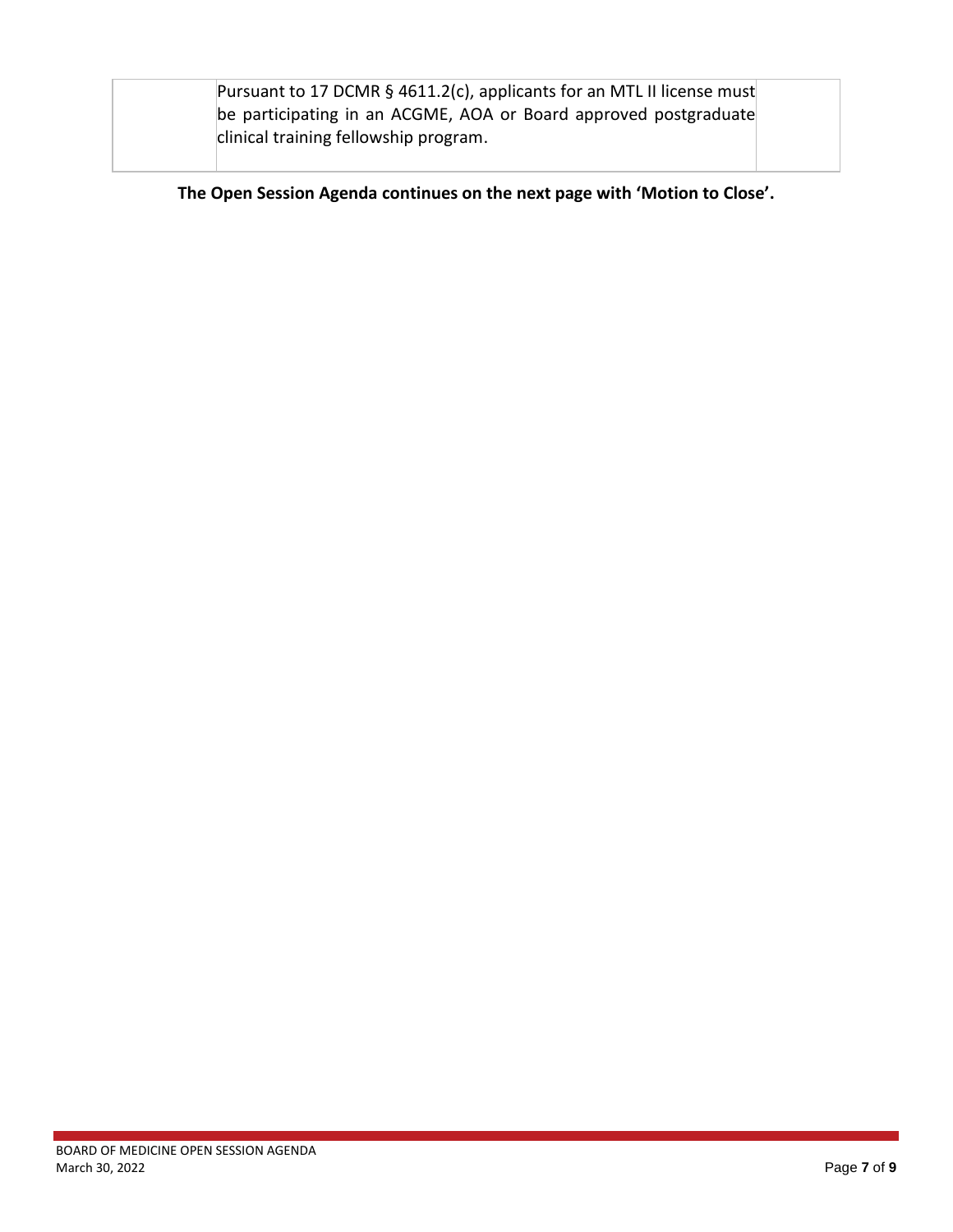| | | |
|---|---|---|
| | Pursuant to 17 DCMR § 4611.2(c), applicants for an MTL II license must be participating in an ACGME, AOA or Board approved postgraduate clinical training fellowship program. | |

**The Open Session Agenda continues on the next page with 'Motion to Close'.**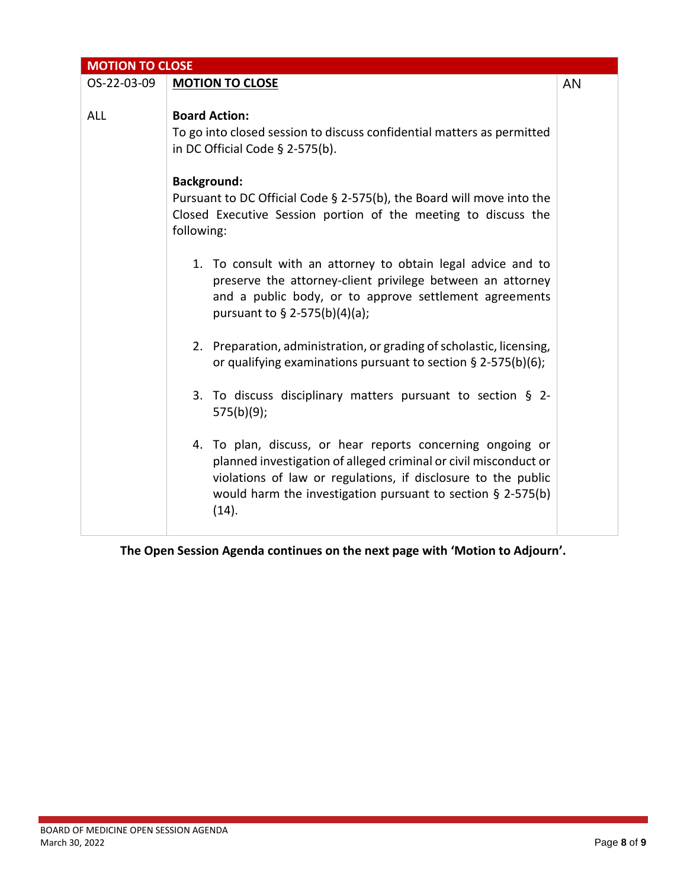| MOTION TO CLOSE | | |
|---|---|---|
| OS-22-03-09<br><br>ALL | **MOTION TO CLOSE**<br><br>**Board Action:**<br>To go into closed session to discuss confidential matters as permitted in DC Official Code § 2-575(b).<br><br>**Background:**<br>Pursuant to DC Official Code § 2-575(b), the Board will move into the Closed Executive Session portion of the meeting to discuss the following:<br><br>1. To consult with an attorney to obtain legal advice and to preserve the attorney-client privilege between an attorney and a public body, or to approve settlement agreements pursuant to § 2-575(b)(4)(a);<br><br>2. Preparation, administration, or grading of scholastic, licensing, or qualifying examinations pursuant to section § 2-575(b)(6);<br><br>3. To discuss disciplinary matters pursuant to section § 2-575(b)(9);<br><br>4. To plan, discuss, or hear reports concerning ongoing or planned investigation of alleged criminal or civil misconduct or violations of law or regulations, if disclosure to the public would harm the investigation pursuant to section § 2-575(b)(14). | AN |

**The Open Session Agenda continues on the next page with 'Motion to Adjourn'.**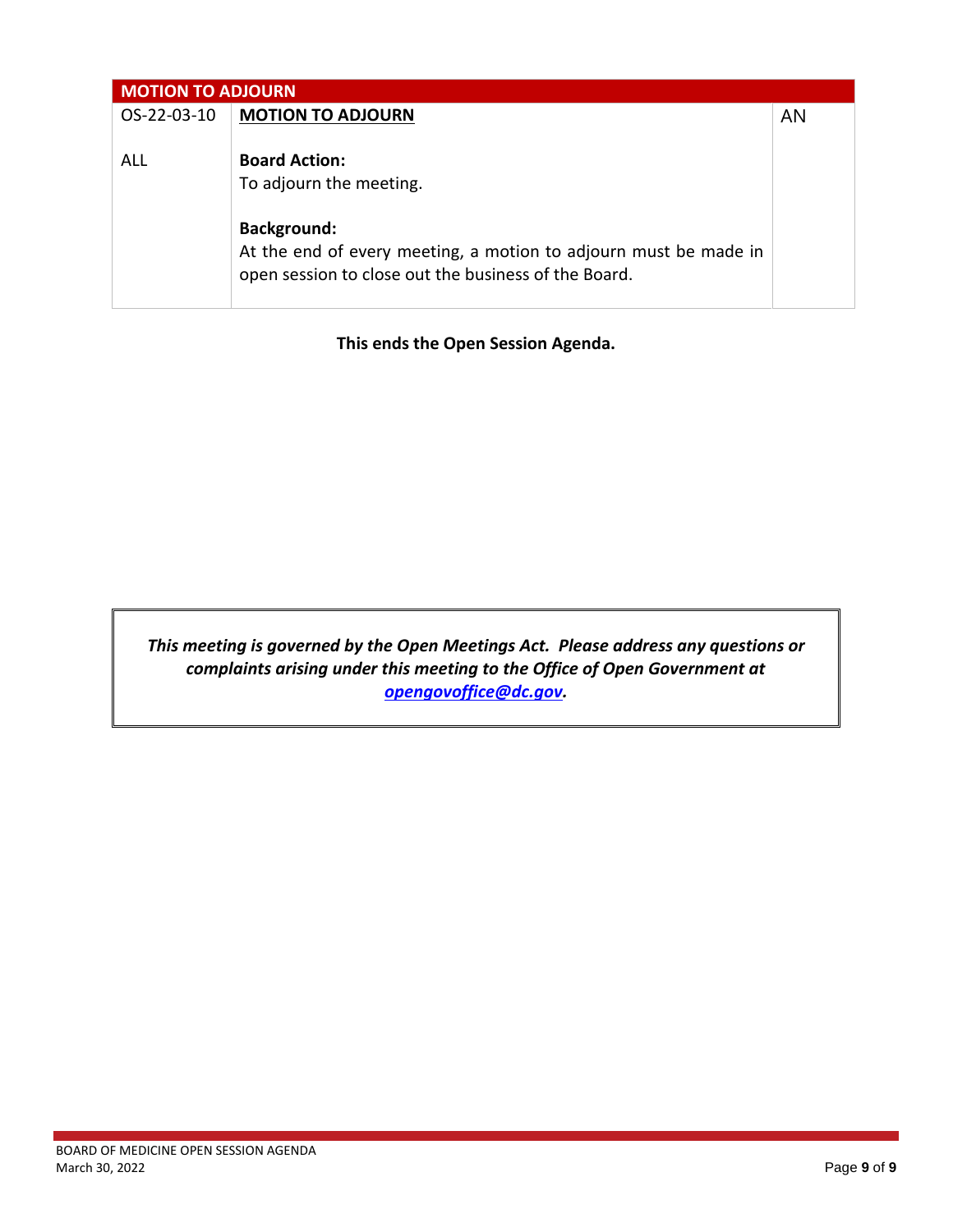| MOTION TO ADJOURN | | |
|---|---|---|
| OS-22-03-10<br><br>ALL | **MOTION TO ADJOURN**<br><br>**Board Action:**<br>To adjourn the meeting.<br><br>**Background:**<br>At the end of every meeting, a motion to adjourn must be made in open session to close out the business of the Board. | AN |

**This ends the Open Session Agenda.**

***This meeting is governed by the Open Meetings Act. Please address any questions or complaints arising under this meeting to the Office of Open Government at opengovoffice@dc.gov.***